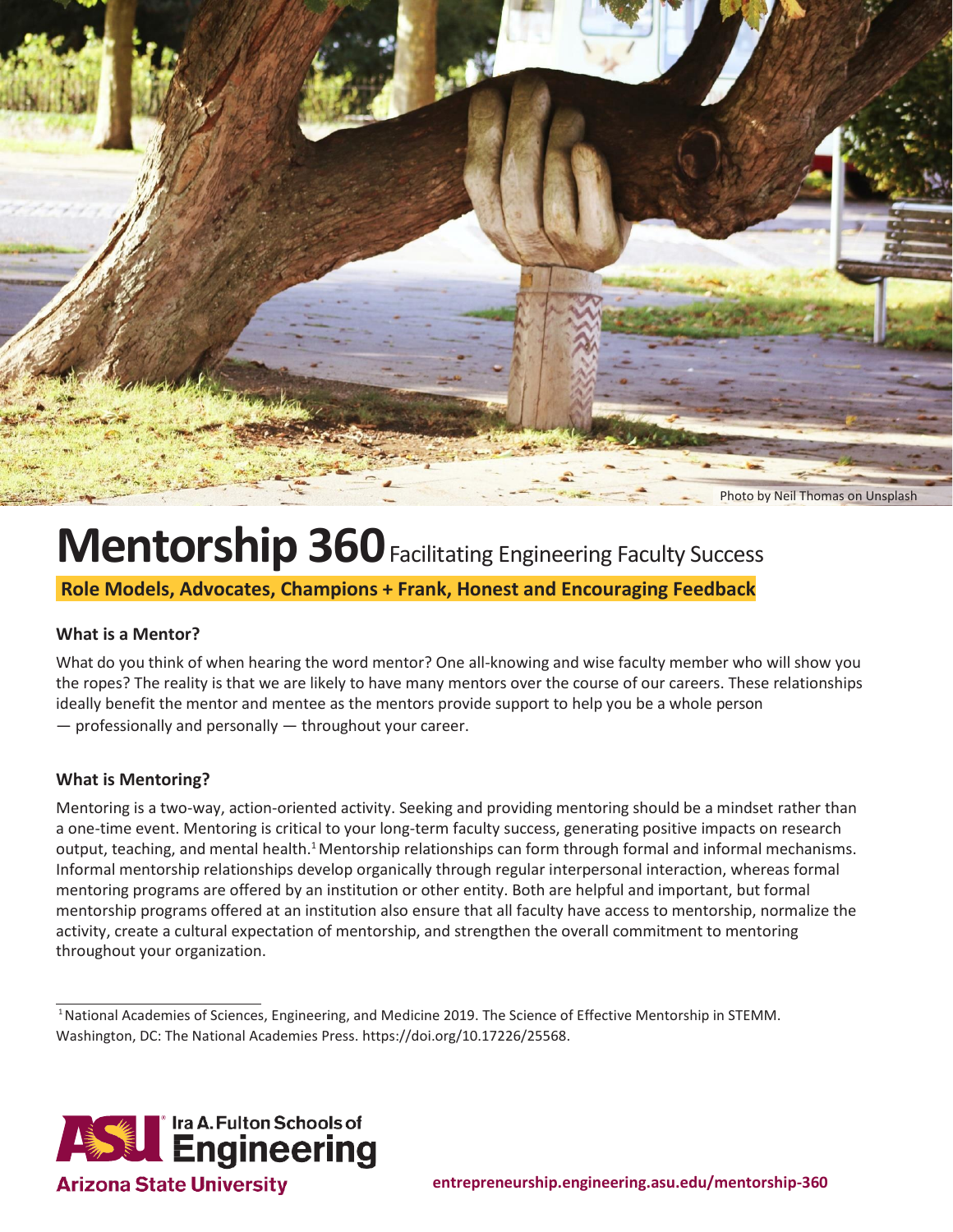Photo by Neil Thomas on Unsplash

# Mentorship 360 Facilitating Engineering Faculty Success

**Role Models, Advocates, Champions + Frank, Honest and Encouraging Feedback**

### What is a Mentor?

What do you think of when hearing the word mentor? One all-knowing and wise faculty member who will show you the ropes? The reality is that we are likely to have many mentors over the course of our careers. These relationships ideally benefit the mentor and mentee as the mentors provide support to help you be a whole person — professionally and personally — throughout your career.

### What is Mentoring?

Mentoring is a two-way, action-oriented activity. Seeking and providing mentoring should be a mindset rather than a one-time event. Mentoring is critical to your long-term faculty success, generating positive impacts on research output, teaching, and mental health.[1] Mentorship relationships can form through formal and informal mechanisms. Informal mentorship relationships develop organically through regular interpersonal interaction, whereas formal mentoring programs are offered by an institution or other entity. Both are helpful and important, but formal mentorship programs offered at an institution also ensure that all faculty have access to mentorship, normalize the activity, create a cultural expectation of mentorship, and strengthen the overall commitment to mentoring throughout your organization.

---

[1] National Academies of Sciences, Engineering, and Medicine 2019. The Science of Effective Mentorship in STEMM. Washington, DC: The National Academies Press. https://doi.org/10.17226/25568.

Ira A. Fulton Schools of Engineering
Arizona State University

entrepreneurship.engineering.asu.edu/mentorship-360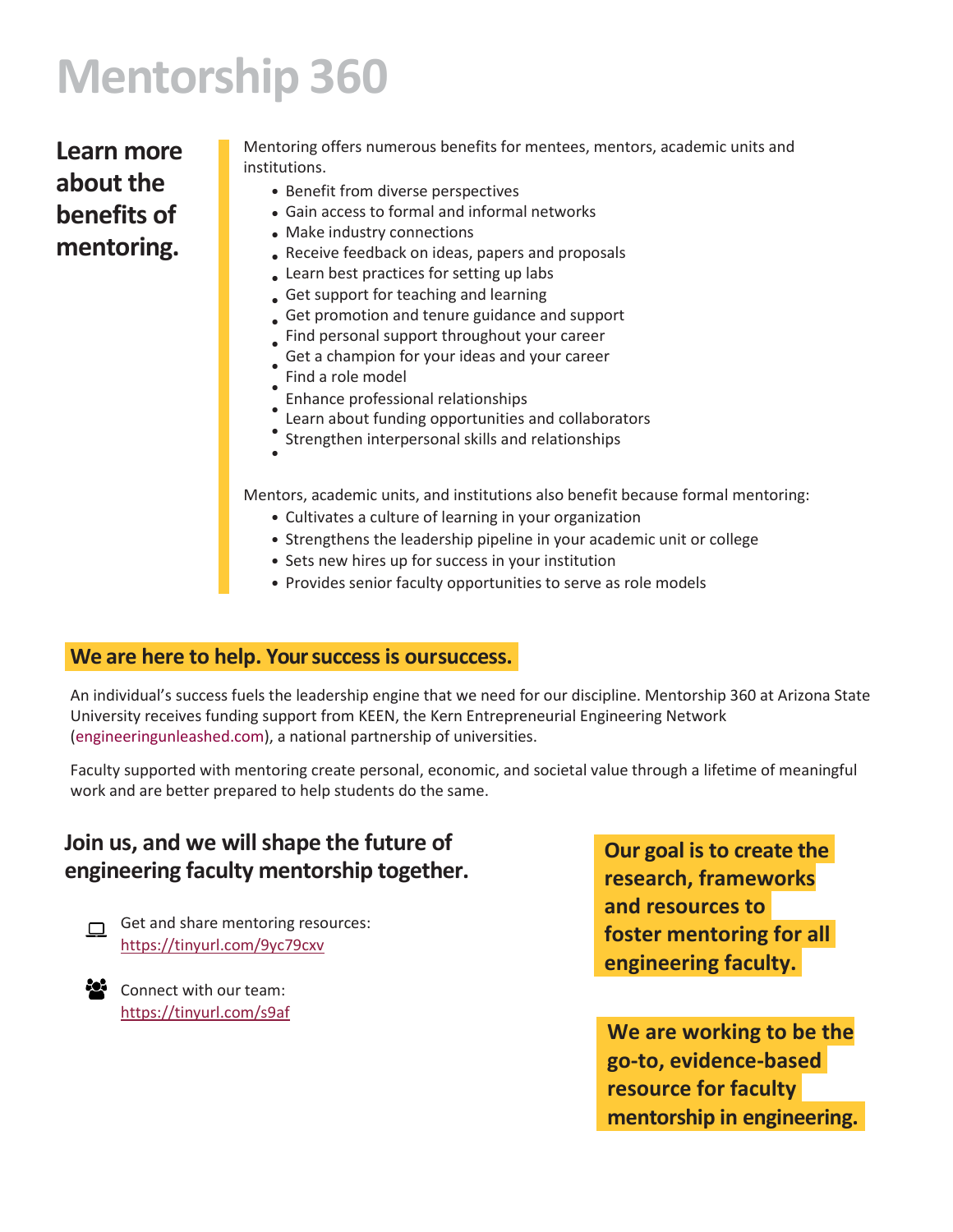# Mentorship 360

## Learn more about the benefits of mentoring.

Mentoring offers numerous benefits for mentees, mentors, academic units and institutions.

- Benefit from diverse perspectives
- Gain access to formal and informal networks
- Make industry connections
- Receive feedback on ideas, papers and proposals
- Learn best practices for setting up labs
- Get support for teaching and learning
- Get promotion and tenure guidance and support
- Find personal support throughout your career
- Get a champion for your ideas and your career
- Find a role model
- Enhance professional relationships
- Learn about funding opportunities and collaborators
- Strengthen interpersonal skills and relationships

Mentors, academic units, and institutions also benefit because formal mentoring:

- Cultivates a culture of learning in your organization
- Strengthens the leadership pipeline in your academic unit or college
- Sets new hires up for success in your institution
- Provides senior faculty opportunities to serve as role models

## We are here to help. Your success is oursuccess.

An individual's success fuels the leadership engine that we need for our discipline. Mentorship 360 at Arizona State University receives funding support from KEEN, the Kern Entrepreneurial Engineering Network (engineeringunleashed.com), a national partnership of universities.

Faculty supported with mentoring create personal, economic, and societal value through a lifetime of meaningful work and are better prepared to help students do the same.

## Join us, and we will shape the future of engineering faculty mentorship together.

Get and share mentoring resources: https://tinyurl.com/9yc79cxv

Connect with our team: https://tinyurl.com/s9af

**Our goal is to create the research, frameworks and resources to foster mentoring for all engineering faculty.**

**We are working to be the go-to, evidence-based resource for faculty mentorship in engineering.**